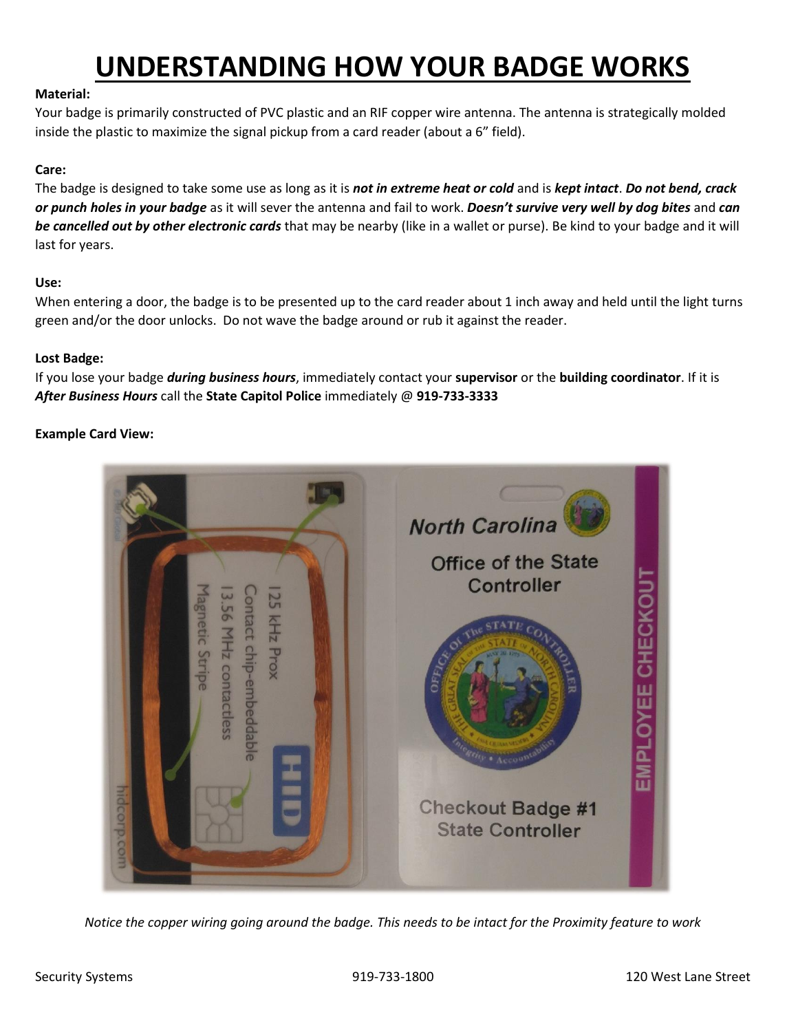# UNDERSTANDING HOW YOUR BADGE WORKS

**Material:**
Your badge is primarily constructed of PVC plastic and an RIF copper wire antenna. The antenna is strategically molded inside the plastic to maximize the signal pickup from a card reader (about a 6" field).

**Care:**
The badge is designed to take some use as long as it is ***not in extreme heat or cold*** and is ***kept intact***. ***Do not bend, crack or punch holes in your badge*** as it will sever the antenna and fail to work. ***Doesn't survive very well by dog bites*** and ***can be cancelled out by other electronic cards*** that may be nearby (like in a wallet or purse). Be kind to your badge and it will last for years.

**Use:**
When entering a door, the badge is to be presented up to the card reader about 1 inch away and held until the light turns green and/or the door unlocks. Do not wave the badge around or rub it against the reader.

**Lost Badge:**
If you lose your badge ***during business hours***, immediately contact your **supervisor** or the **building coordinator**. If it is ***After Business Hours*** call the **State Capitol Police** immediately @ **919-733-3333**

**Example Card View:**

*Notice the copper wiring going around the badge. This needs to be intact for the Proximity feature to work*

Security Systems 919-733-1800 120 West Lane Street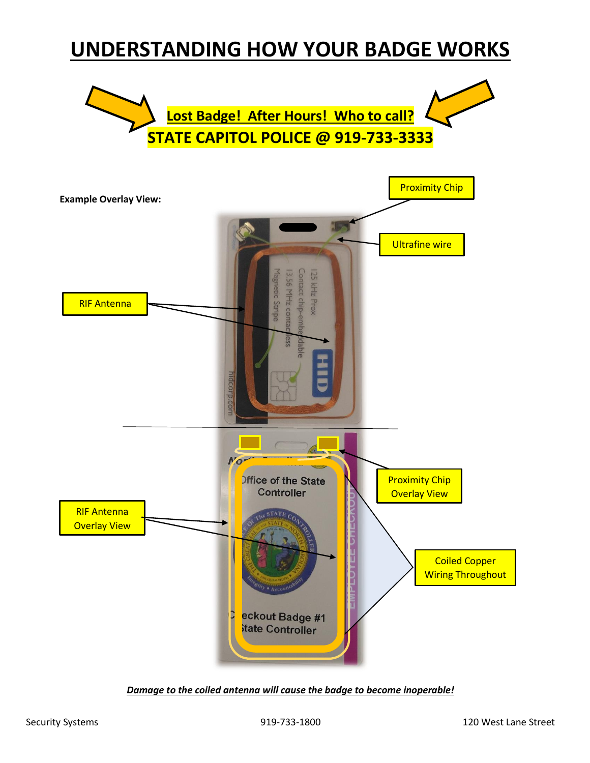# UNDERSTANDING HOW YOUR BADGE WORKS

**Lost Badge! After Hours! Who to call?**

**STATE CAPITOL POLICE @ 919-733-3333**

**Example Overlay View:**

Proximity Chip

Ultrafine wire

RIF Antenna

Proximity Chip Overlay View

RIF Antenna Overlay View

Coiled Copper Wiring Throughout

***Damage to the coiled antenna will cause the badge to become inoperable!***

Security Systems 919-733-1800 120 West Lane Street